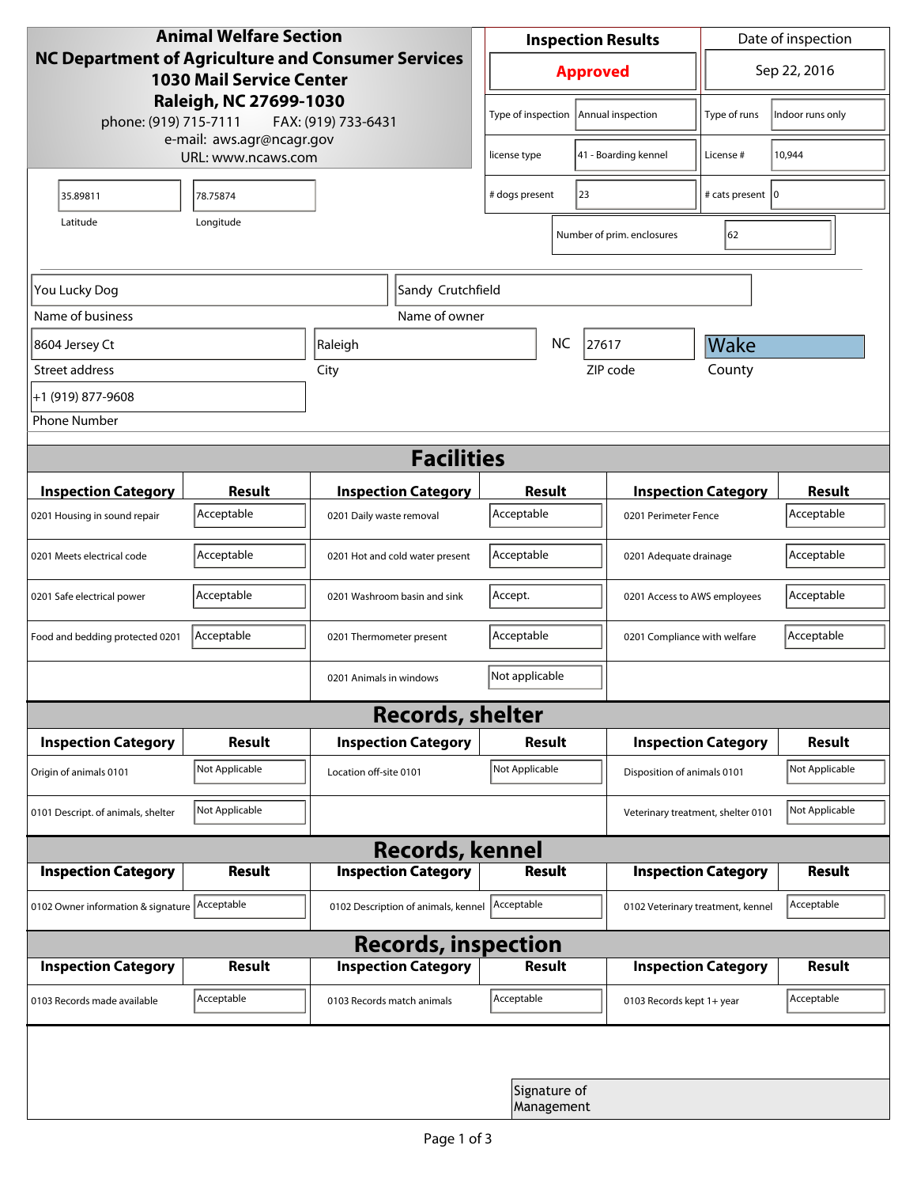# Animal Welfare Section
## NC Department of Agriculture and Consumer Services
**1030 Mail Service Center**
**Raleigh, NC 27699-1030**

phone: (919) 715-7111  FAX: (919) 733-6431
e-mail: aws.agr@ncagr.gov
URL: www.ncaws.com

| Inspection Results | Date of inspection |
|---|---|
| **Approved** | Sep 22, 2016 |

| | | | |
|---|---|---|---|
| Type of inspection | Annual inspection | Type of runs | Indoor runs only |
| license type | 41 - Boarding kennel | License # | 10,944 |
| # dogs present | 23 | # cats present | 0 |
| Number of prim. enclosures | 62 | | |

| Latitude | Longitude |
|---|---|
| 35.89811 | 78.75874 |

| Name of business | Name of owner |
|---|---|
| You Lucky Dog | Sandy Crutchfield |

| Street address | City | State | ZIP code | County |
|---|---|---|---|---|
| 8604 Jersey Ct | Raleigh | NC | 27617 | Wake |

Phone Number: +1 (919) 877-9608

## Facilities

| Inspection Category | Result | Inspection Category | Result | Inspection Category | Result |
|---|---|---|---|---|---|
| 0201 Housing in sound repair | Acceptable | 0201 Daily waste removal | Acceptable | 0201 Perimeter Fence | Acceptable |
| 0201 Meets electrical code | Acceptable | 0201 Hot and cold water present | Acceptable | 0201 Adequate drainage | Acceptable |
| 0201 Safe electrical power | Acceptable | 0201 Washroom basin and sink | Accept. | 0201 Access to AWS employees | Acceptable |
| Food and bedding protected 0201 | Acceptable | 0201 Thermometer present | Acceptable | 0201 Compliance with welfare | Acceptable |
| | | 0201 Animals in windows | Not applicable | | |

## Records, shelter

| Inspection Category | Result | Inspection Category | Result | Inspection Category | Result |
|---|---|---|---|---|---|
| Origin of animals 0101 | Not Applicable | Location off-site 0101 | Not Applicable | Disposition of animals 0101 | Not Applicable |
| 0101 Descript. of animals, shelter | Not Applicable | | | Veterinary treatment, shelter 0101 | Not Applicable |

## Records, kennel

| Inspection Category | Result | Inspection Category | Result | Inspection Category | Result |
|---|---|---|---|---|---|
| 0102 Owner information & signature | Acceptable | 0102 Description of animals, kennel | Acceptable | 0102 Veterinary treatment, kennel | Acceptable |

## Records, inspection

| Inspection Category | Result | Inspection Category | Result | Inspection Category | Result |
|---|---|---|---|---|---|
| 0103 Records made available | Acceptable | 0103 Records match animals | Acceptable | 0103 Records kept 1+ year | Acceptable |

Signature of Management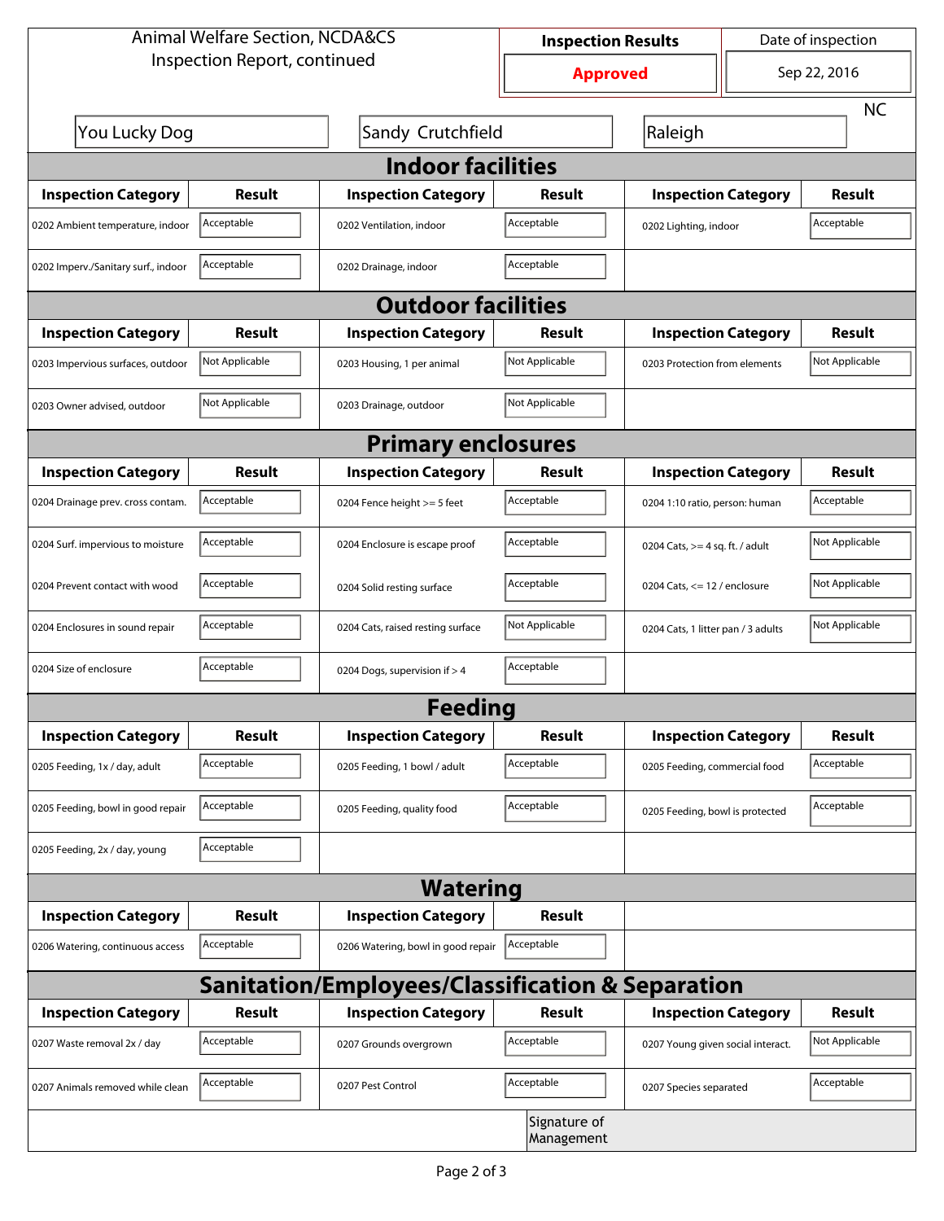Animal Welfare Section, NCDA&CS
Inspection Report, continued

| Inspection Results | Date of inspection |
|---|---|
| **Approved** | Sep 22, 2016 |

You Lucky Dog | Sandy Crutchfield | Raleigh | NC

## Indoor facilities

| Inspection Category | Result | Inspection Category | Result | Inspection Category | Result |
|---|---|---|---|---|---|
| 0202 Ambient temperature, indoor | Acceptable | 0202 Ventilation, indoor | Acceptable | 0202 Lighting, indoor | Acceptable |
| 0202 Imperv./Sanitary surf., indoor | Acceptable | 0202 Drainage, indoor | Acceptable | | |

## Outdoor facilities

| Inspection Category | Result | Inspection Category | Result | Inspection Category | Result |
|---|---|---|---|---|---|
| 0203 Impervious surfaces, outdoor | Not Applicable | 0203 Housing, 1 per animal | Not Applicable | 0203 Protection from elements | Not Applicable |
| 0203 Owner advised, outdoor | Not Applicable | 0203 Drainage, outdoor | Not Applicable | | |

## Primary enclosures

| Inspection Category | Result | Inspection Category | Result | Inspection Category | Result |
|---|---|---|---|---|---|
| 0204 Drainage prev. cross contam. | Acceptable | 0204 Fence height >= 5 feet | Acceptable | 0204 1:10 ratio, person: human | Acceptable |
| 0204 Surf. impervious to moisture | Acceptable | 0204 Enclosure is escape proof | Acceptable | 0204 Cats, >= 4 sq. ft. / adult | Not Applicable |
| 0204 Prevent contact with wood | Acceptable | 0204 Solid resting surface | Acceptable | 0204 Cats, <= 12 / enclosure | Not Applicable |
| 0204 Enclosures in sound repair | Acceptable | 0204 Cats, raised resting surface | Not Applicable | 0204 Cats, 1 litter pan / 3 adults | Not Applicable |
| 0204 Size of enclosure | Acceptable | 0204 Dogs, supervision if > 4 | Acceptable | | |

## Feeding

| Inspection Category | Result | Inspection Category | Result | Inspection Category | Result |
|---|---|---|---|---|---|
| 0205 Feeding, 1x / day, adult | Acceptable | 0205 Feeding, 1 bowl / adult | Acceptable | 0205 Feeding, commercial food | Acceptable |
| 0205 Feeding, bowl in good repair | Acceptable | 0205 Feeding, quality food | Acceptable | 0205 Feeding, bowl is protected | Acceptable |
| 0205 Feeding, 2x / day, young | Acceptable | | | | |

## Watering

| Inspection Category | Result | Inspection Category | Result |
|---|---|---|---|
| 0206 Watering, continuous access | Acceptable | 0206 Watering, bowl in good repair | Acceptable |

## Sanitation/Employees/Classification & Separation

| Inspection Category | Result | Inspection Category | Result | Inspection Category | Result |
|---|---|---|---|---|---|
| 0207 Waste removal 2x / day | Acceptable | 0207 Grounds overgrown | Acceptable | 0207 Young given social interact. | Not Applicable |
| 0207 Animals removed while clean | Acceptable | 0207 Pest Control | Acceptable | 0207 Species separated | Acceptable |

Signature of Management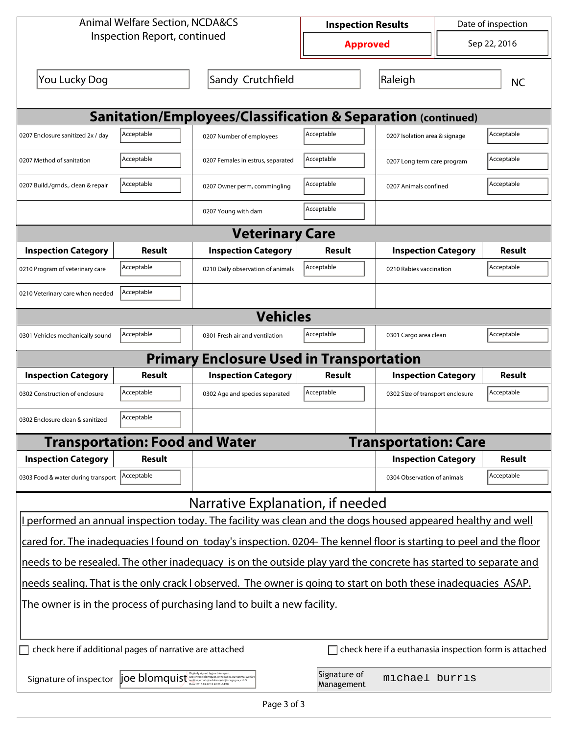| Animal Welfare Section, NCDA&CS Inspection Report, continued | Inspection Results | Date of inspection |
|---|---|---|
| | **Approved** | Sep 22, 2016 |

| | | | |
|---|---|---|---|
| You Lucky Dog | Sandy Crutchfield | Raleigh | NC |

## Sanitation/Employees/Classification & Separation (continued)

| | | | | | |
|---|---|---|---|---|---|
| 0207 Enclosure sanitized 2x / day | Acceptable | 0207 Number of employees | Acceptable | 0207 Isolation area & signage | Acceptable |
| 0207 Method of sanitation | Acceptable | 0207 Females in estrus, separated | Acceptable | 0207 Long term care program | Acceptable |
| 0207 Build./grnds., clean & repair | Acceptable | 0207 Owner perm, commingling | Acceptable | 0207 Animals confined | Acceptable |
| | | 0207 Young with dam | Acceptable | | |

## Veterinary Care

| Inspection Category | Result | Inspection Category | Result | Inspection Category | Result |
|---|---|---|---|---|---|
| 0210 Program of veterinary care | Acceptable | 0210 Daily observation of animals | Acceptable | 0210 Rabies vaccination | Acceptable |
| 0210 Veterinary care when needed | Acceptable | | | | |

## Vehicles

| | | | | | |
|---|---|---|---|---|---|
| 0301 Vehicles mechanically sound | Acceptable | 0301 Fresh air and ventilation | Acceptable | 0301 Cargo area clean | Acceptable |

## Primary Enclosure Used in Transportation

| Inspection Category | Result | Inspection Category | Result | Inspection Category | Result |
|---|---|---|---|---|---|
| 0302 Construction of enclosure | Acceptable | 0302 Age and species separated | Acceptable | 0302 Size of transport enclosure | Acceptable |
| 0302 Enclosure clean & sanitized | Acceptable | | | | |

## Transportation: Food and Water / Transportation: Care

| Inspection Category | Result | | Inspection Category | Result |
|---|---|---|---|---|
| 0303 Food & water during transport | Acceptable | | 0304 Observation of animals | Acceptable |

## Narrative Explanation, if needed

I performed an annual inspection today. The facility was clean and the dogs housed appeared healthy and well cared for. The inadequacies I found on today's inspection. 0204- The kennel floor is starting to peel and the floor needs to be resealed. The other inadequacy is on the outside play yard the concrete has started to separate and needs sealing. That is the only crack I observed. The owner is going to start on both these inadequacies ASAP. The owner is in the process of purchasing land to built a new facility.

☐ check here if additional pages of narrative are attached

☐ check here if a euthanasia inspection form is attached

Signature of inspector: joe blomquist (Digitally signed by joe blomquist, Date: 2016.09.22 12:42:23 -04'00')

Signature of Management: michael burris